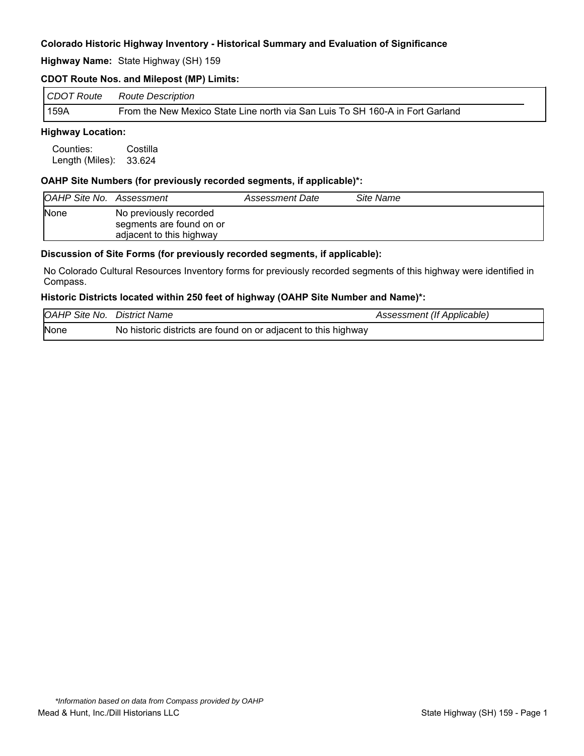**Colorado Historic Highway Inventory - Historical Summary and Evaluation of Significance**

**Highway Name:** State Highway (SH) 159

**CDOT Route Nos. and Milepost (MP) Limits:**

| *CDOT Route* | *Route Description* |
|---|---|
| 159A | From the New Mexico State Line north via San Luis To SH 160-A in Fort Garland |

**Highway Location:**

Counties: Costilla
Length (Miles): 33.624

**OAHP Site Numbers (for previously recorded segments, if applicable)*:**

| *OAHP Site No.* | *Assessment* | *Assessment Date* | *Site Name* |
|---|---|---|---|
| None | No previously recorded segments are found on or adjacent to this highway | | |

**Discussion of Site Forms (for previously recorded segments, if applicable):**

No Colorado Cultural Resources Inventory forms for previously recorded segments of this highway were identified in Compass.

**Historic Districts located within 250 feet of highway (OAHP Site Number and Name)*:**

| *OAHP Site No.* | *District Name* | *Assessment (If Applicable)* |
|---|---|---|
| None | No historic districts are found on or adjacent to this highway | |

*\*Information based on data from Compass provided by OAHP*

Mead & Hunt, Inc./Dill Historians LLC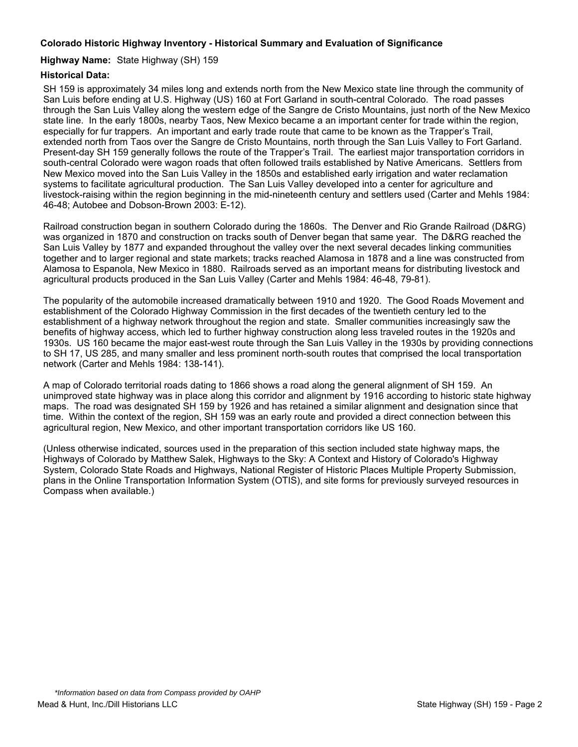**Colorado Historic Highway Inventory - Historical Summary and Evaluation of Significance**

**Highway Name:** State Highway (SH) 159

**Historical Data:**

SH 159 is approximately 34 miles long and extends north from the New Mexico state line through the community of San Luis before ending at U.S. Highway (US) 160 at Fort Garland in south-central Colorado. The road passes through the San Luis Valley along the western edge of the Sangre de Cristo Mountains, just north of the New Mexico state line. In the early 1800s, nearby Taos, New Mexico became a an important center for trade within the region, especially for fur trappers. An important and early trade route that came to be known as the Trapper's Trail, extended north from Taos over the Sangre de Cristo Mountains, north through the San Luis Valley to Fort Garland. Present-day SH 159 generally follows the route of the Trapper's Trail. The earliest major transportation corridors in south-central Colorado were wagon roads that often followed trails established by Native Americans. Settlers from New Mexico moved into the San Luis Valley in the 1850s and established early irrigation and water reclamation systems to facilitate agricultural production. The San Luis Valley developed into a center for agriculture and livestock-raising within the region beginning in the mid-nineteenth century and settlers used (Carter and Mehls 1984: 46-48; Autobee and Dobson-Brown 2003: E-12).

Railroad construction began in southern Colorado during the 1860s. The Denver and Rio Grande Railroad (D&RG) was organized in 1870 and construction on tracks south of Denver began that same year. The D&RG reached the San Luis Valley by 1877 and expanded throughout the valley over the next several decades linking communities together and to larger regional and state markets; tracks reached Alamosa in 1878 and a line was constructed from Alamosa to Espanola, New Mexico in 1880. Railroads served as an important means for distributing livestock and agricultural products produced in the San Luis Valley (Carter and Mehls 1984: 46-48, 79-81).

The popularity of the automobile increased dramatically between 1910 and 1920. The Good Roads Movement and establishment of the Colorado Highway Commission in the first decades of the twentieth century led to the establishment of a highway network throughout the region and state. Smaller communities increasingly saw the benefits of highway access, which led to further highway construction along less traveled routes in the 1920s and 1930s. US 160 became the major east-west route through the San Luis Valley in the 1930s by providing connections to SH 17, US 285, and many smaller and less prominent north-south routes that comprised the local transportation network (Carter and Mehls 1984: 138-141).

A map of Colorado territorial roads dating to 1866 shows a road along the general alignment of SH 159. An unimproved state highway was in place along this corridor and alignment by 1916 according to historic state highway maps. The road was designated SH 159 by 1926 and has retained a similar alignment and designation since that time. Within the context of the region, SH 159 was an early route and provided a direct connection between this agricultural region, New Mexico, and other important transportation corridors like US 160.

(Unless otherwise indicated, sources used in the preparation of this section included state highway maps, the Highways of Colorado by Matthew Salek, Highways to the Sky: A Context and History of Colorado's Highway System, Colorado State Roads and Highways, National Register of Historic Places Multiple Property Submission, plans in the Online Transportation Information System (OTIS), and site forms for previously surveyed resources in Compass when available.)

*\*Information based on data from Compass provided by OAHP*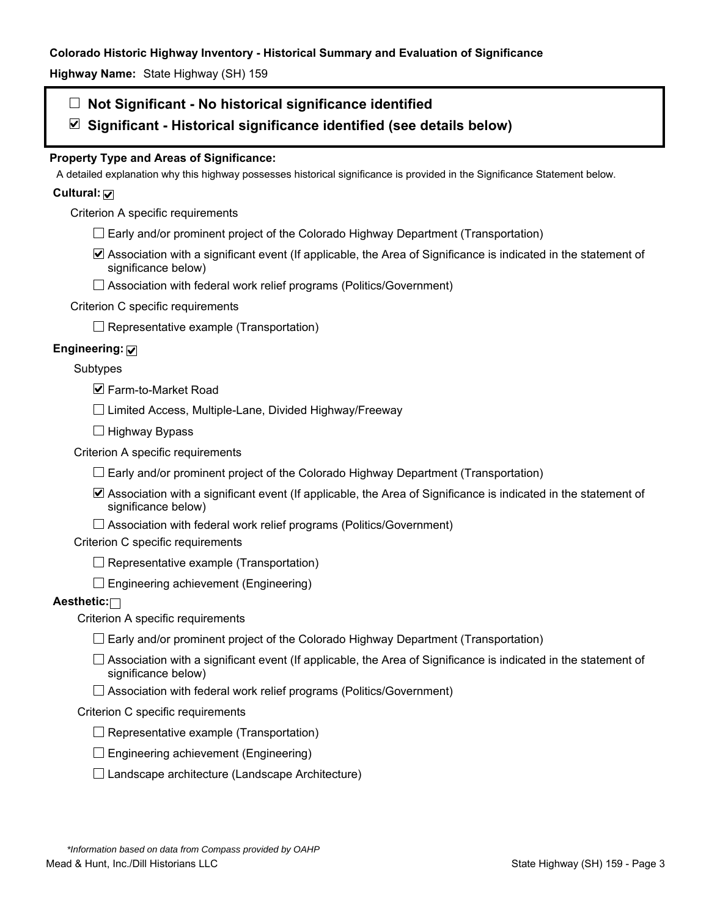**Colorado Historic Highway Inventory - Historical Summary and Evaluation of Significance**

**Highway Name:** State Highway (SH) 159

- ☐ **Not Significant - No historical significance identified**
- ☑ **Significant - Historical significance identified (see details below)**

**Property Type and Areas of Significance:**

A detailed explanation why this highway possesses historical significance is provided in the Significance Statement below.

**Cultural:** ☑

Criterion A specific requirements

- ☐ Early and/or prominent project of the Colorado Highway Department (Transportation)
- ☑ Association with a significant event (If applicable, the Area of Significance is indicated in the statement of significance below)
- ☐ Association with federal work relief programs (Politics/Government)

Criterion C specific requirements

- ☐ Representative example (Transportation)

**Engineering:** ☑

Subtypes

- ☑ Farm-to-Market Road
- ☐ Limited Access, Multiple-Lane, Divided Highway/Freeway
- ☐ Highway Bypass

Criterion A specific requirements

- ☐ Early and/or prominent project of the Colorado Highway Department (Transportation)
- ☑ Association with a significant event (If applicable, the Area of Significance is indicated in the statement of significance below)
- ☐ Association with federal work relief programs (Politics/Government)

Criterion C specific requirements

- ☐ Representative example (Transportation)
- ☐ Engineering achievement (Engineering)

**Aesthetic:** ☐

Criterion A specific requirements

- ☐ Early and/or prominent project of the Colorado Highway Department (Transportation)
- ☐ Association with a significant event (If applicable, the Area of Significance is indicated in the statement of significance below)
- ☐ Association with federal work relief programs (Politics/Government)

Criterion C specific requirements

- ☐ Representative example (Transportation)
- ☐ Engineering achievement (Engineering)
- ☐ Landscape architecture (Landscape Architecture)

*\*Information based on data from Compass provided by OAHP*

Mead & Hunt, Inc./Dill Historians LLC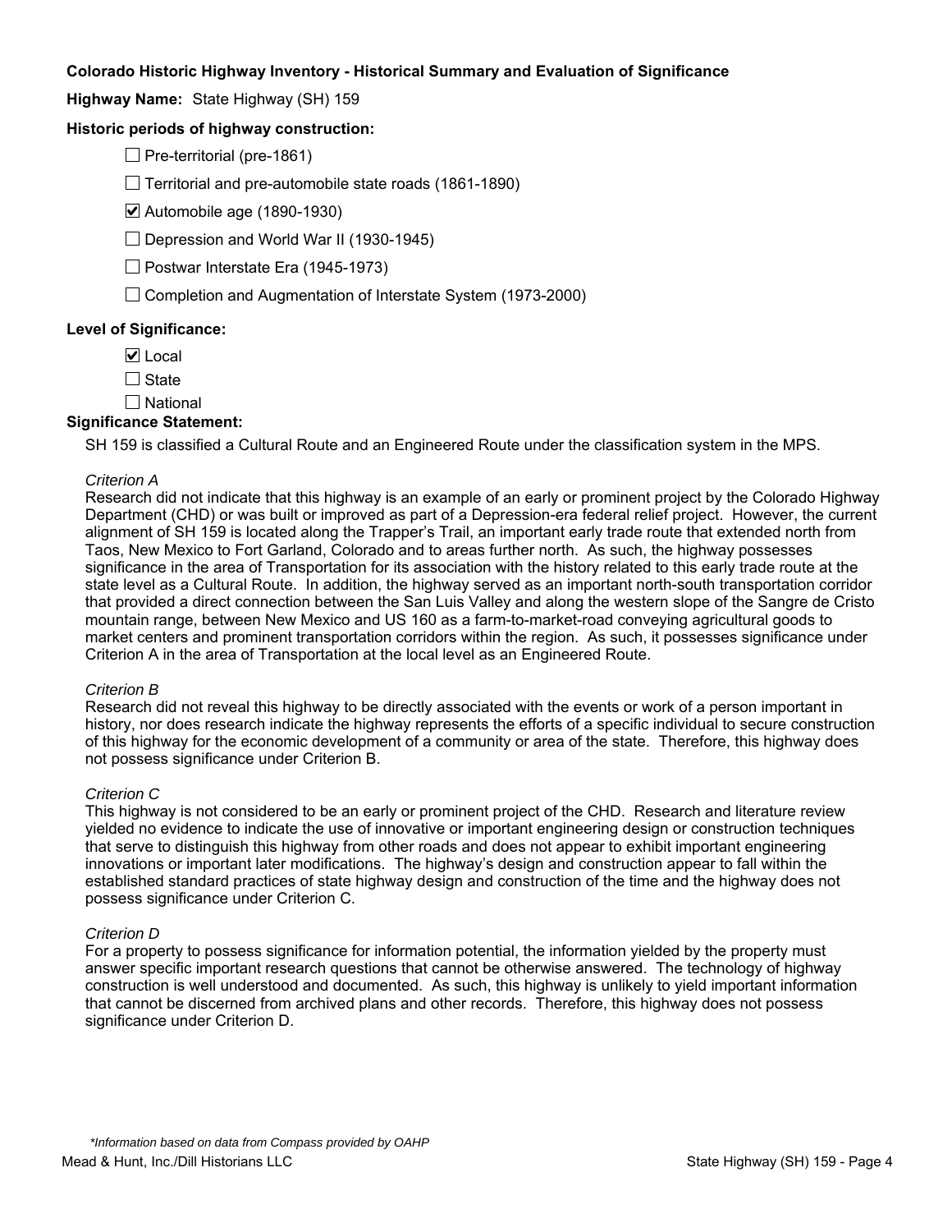**Colorado Historic Highway Inventory - Historical Summary and Evaluation of Significance**

**Highway Name:** State Highway (SH) 159

**Historic periods of highway construction:**

- ☐ Pre-territorial (pre-1861)
- ☐ Territorial and pre-automobile state roads (1861-1890)
- ☑ Automobile age (1890-1930)
- ☐ Depression and World War II (1930-1945)
- ☐ Postwar Interstate Era (1945-1973)
- ☐ Completion and Augmentation of Interstate System (1973-2000)

**Level of Significance:**

- ☑ Local
- ☐ State
- ☐ National

**Significance Statement:**

SH 159 is classified a Cultural Route and an Engineered Route under the classification system in the MPS.

*Criterion A*

Research did not indicate that this highway is an example of an early or prominent project by the Colorado Highway Department (CHD) or was built or improved as part of a Depression-era federal relief project. However, the current alignment of SH 159 is located along the Trapper's Trail, an important early trade route that extended north from Taos, New Mexico to Fort Garland, Colorado and to areas further north. As such, the highway possesses significance in the area of Transportation for its association with the history related to this early trade route at the state level as a Cultural Route. In addition, the highway served as an important north-south transportation corridor that provided a direct connection between the San Luis Valley and along the western slope of the Sangre de Cristo mountain range, between New Mexico and US 160 as a farm-to-market-road conveying agricultural goods to market centers and prominent transportation corridors within the region. As such, it possesses significance under Criterion A in the area of Transportation at the local level as an Engineered Route.

*Criterion B*

Research did not reveal this highway to be directly associated with the events or work of a person important in history, nor does research indicate the highway represents the efforts of a specific individual to secure construction of this highway for the economic development of a community or area of the state. Therefore, this highway does not possess significance under Criterion B.

*Criterion C*

This highway is not considered to be an early or prominent project of the CHD. Research and literature review yielded no evidence to indicate the use of innovative or important engineering design or construction techniques that serve to distinguish this highway from other roads and does not appear to exhibit important engineering innovations or important later modifications. The highway's design and construction appear to fall within the established standard practices of state highway design and construction of the time and the highway does not possess significance under Criterion C.

*Criterion D*

For a property to possess significance for information potential, the information yielded by the property must answer specific important research questions that cannot be otherwise answered. The technology of highway construction is well understood and documented. As such, this highway is unlikely to yield important information that cannot be discerned from archived plans and other records. Therefore, this highway does not possess significance under Criterion D.

*\*Information based on data from Compass provided by OAHP*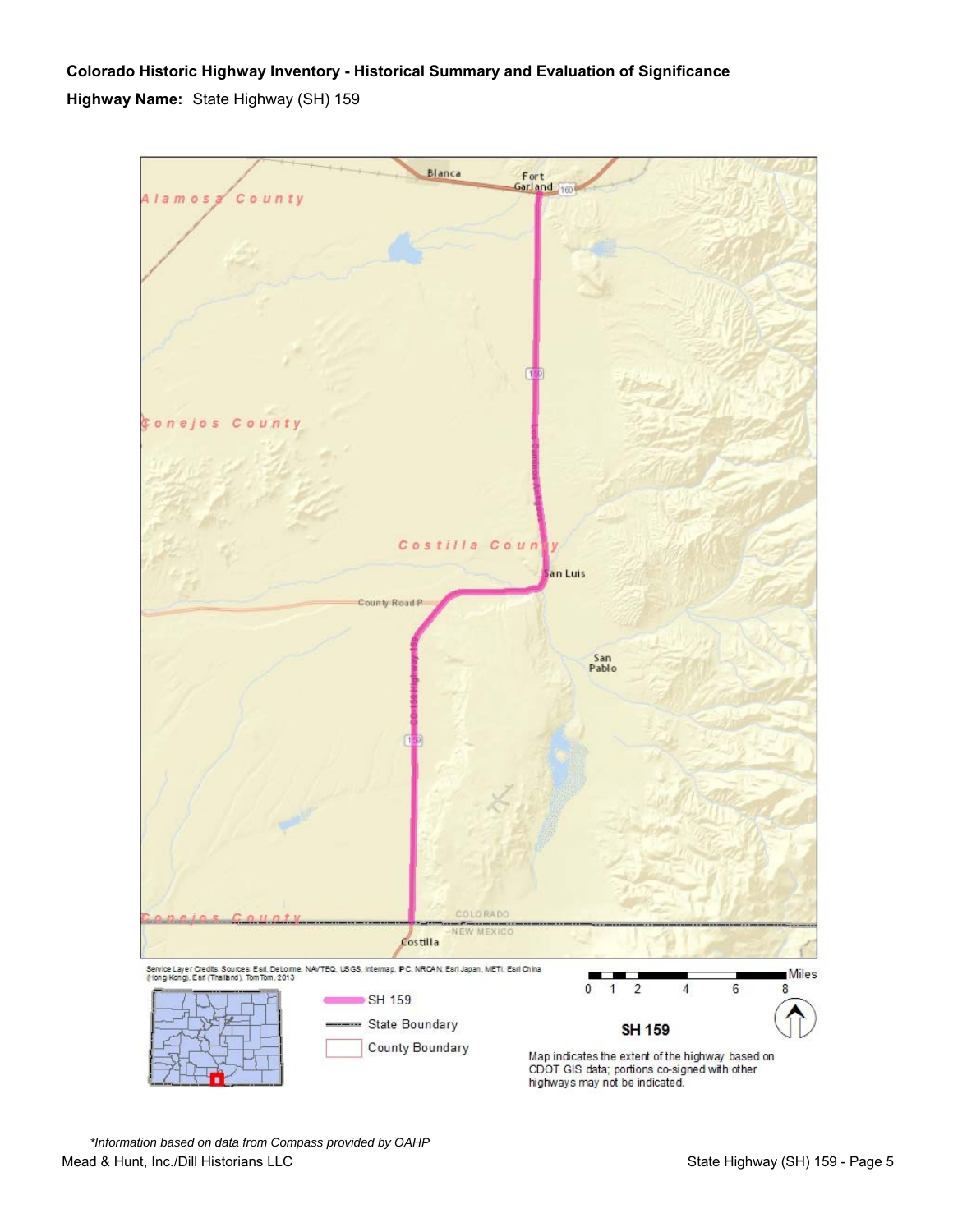**Colorado Historic Highway Inventory - Historical Summary and Evaluation of Significance**

**Highway Name:** State Highway (SH) 159

Blanca
Fort Garland
160
Alamosa County
Conejos County
159
Los Caminos Antiguos
Costilla County
San Luis
County Road P
CO 159 Highway 159
San Pablo
159
Conejos County
COLORADO
NEW MEXICO
Costilla

Service Layer Credits: Sources: Esri, DeLorme, NAVTEQ, USGS, Intermap, iPC, NRCAN, Esri Japan, METI, Esri China (Hong Kong), Esri (Thailand), TomTom, 2013

SH 159
State Boundary
County Boundary

Miles
0 1 2 4 6 8

**SH 159**

Map indicates the extent of the highway based on CDOT GIS data; portions co-signed with other highways may not be indicated.

*\*Information based on data from Compass provided by OAHP*

Mead & Hunt, Inc./Dill Historians LLC